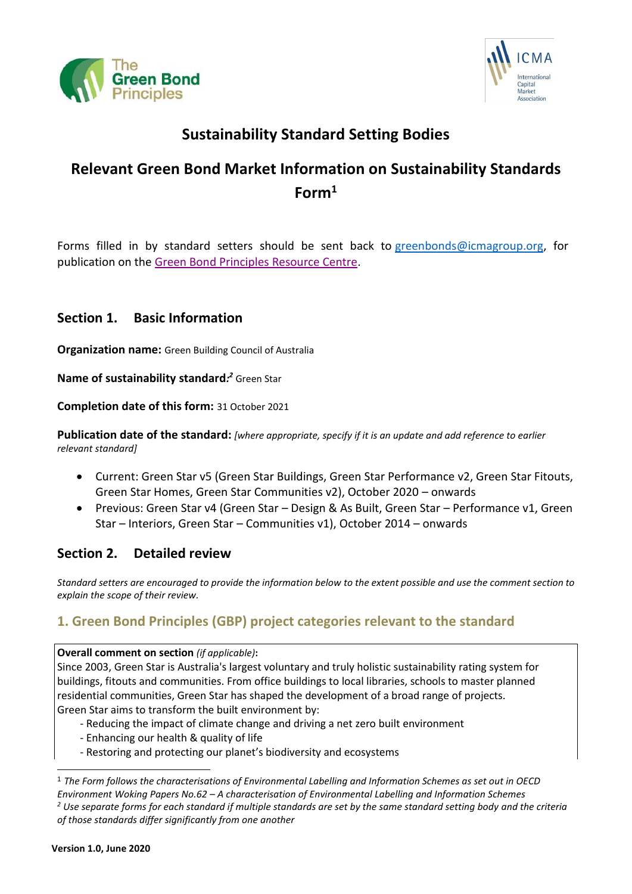# Sustainability Standard Setting Bodies

## Relevant Green Bond Market Information on Sustainability Standards Form[1]

Forms filled in by standard setters should be sent back to greenbonds@icmagroup.org, for publication on the Green Bond Principles Resource Centre.

## Section 1. Basic Information

**Organization name:** Green Building Council of Australia

**Name of sustainability standard:**[2] Green Star

**Completion date of this form:** 31 October 2021

**Publication date of the standard:** *[where appropriate, specify if it is an update and add reference to earlier relevant standard]*

- Current: Green Star v5 (Green Star Buildings, Green Star Performance v2, Green Star Fitouts, Green Star Homes, Green Star Communities v2), October 2020 – onwards
- Previous: Green Star v4 (Green Star – Design & As Built, Green Star – Performance v1, Green Star – Interiors, Green Star – Communities v1), October 2014 – onwards

## Section 2. Detailed review

*Standard setters are encouraged to provide the information below to the extent possible and use the comment section to explain the scope of their review.*

### 1. Green Bond Principles (GBP) project categories relevant to the standard

**Overall comment on section** *(if applicable)*:
Since 2003, Green Star is Australia's largest voluntary and truly holistic sustainability rating system for buildings, fitouts and communities. From office buildings to local libraries, schools to master planned residential communities, Green Star has shaped the development of a broad range of projects.
Green Star aims to transform the built environment by:

- Reducing the impact of climate change and driving a net zero built environment
- Enhancing our health & quality of life
- Restoring and protecting our planet's biodiversity and ecosystems

[1] *The Form follows the characterisations of Environmental Labelling and Information Schemes as set out in OECD Environment Woking Papers No.62 – A characterisation of Environmental Labelling and Information Schemes*

[2] *Use separate forms for each standard if multiple standards are set by the same standard setting body and the criteria of those standards differ significantly from one another*

**Version 1.0, June 2020**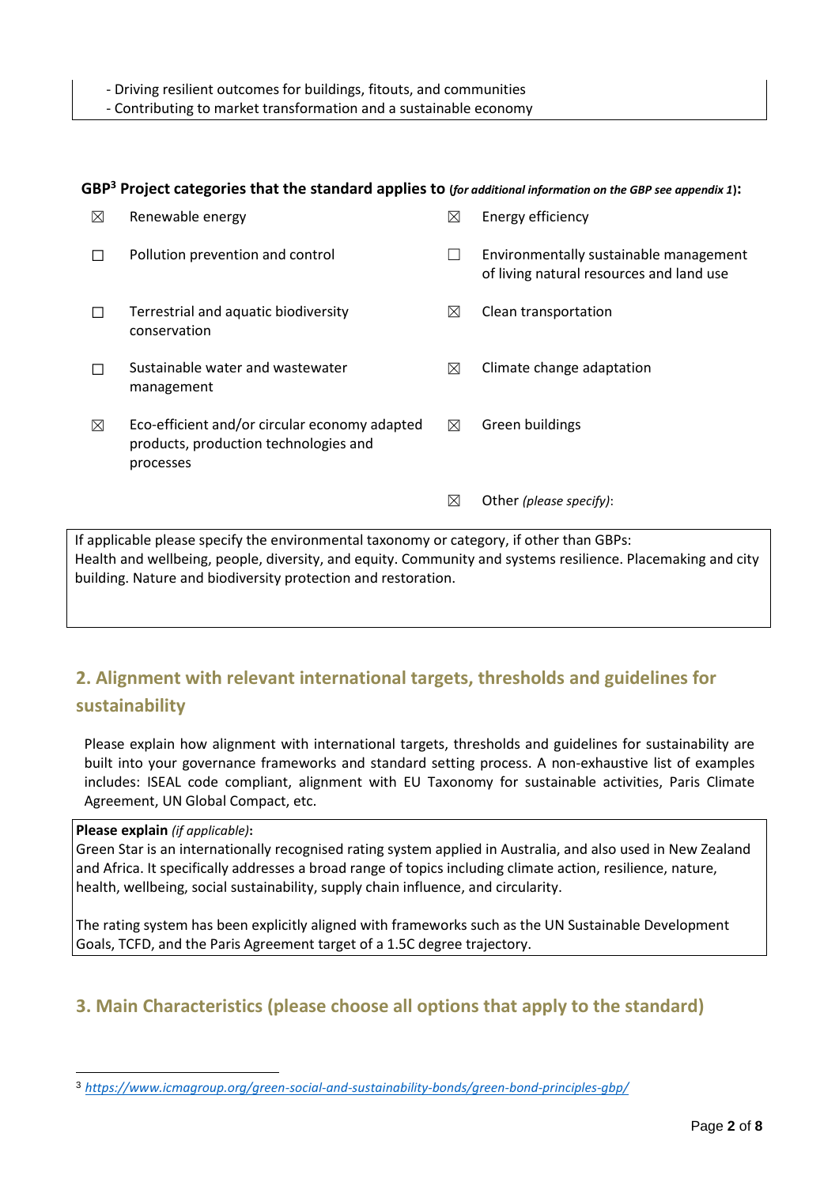- Driving resilient outcomes for buildings, fitouts, and communities
- Contributing to market transformation and a sustainable economy

**GBP[3] Project categories that the standard applies to** (*for additional information on the GBP see appendix 1*)**:**

- ☒ Renewable energy
- ☒ Energy efficiency
- ☐ Pollution prevention and control
- ☐ Environmentally sustainable management of living natural resources and land use
- ☐ Terrestrial and aquatic biodiversity conservation
- ☒ Clean transportation
- ☐ Sustainable water and wastewater management
- ☒ Climate change adaptation
- ☒ Eco-efficient and/or circular economy adapted products, production technologies and processes
- ☒ Green buildings
- ☒ Other *(please specify)*:

If applicable please specify the environmental taxonomy or category, if other than GBPs:
Health and wellbeing, people, diversity, and equity. Community and systems resilience. Placemaking and city building. Nature and biodiversity protection and restoration.

## 2. Alignment with relevant international targets, thresholds and guidelines for sustainability

Please explain how alignment with international targets, thresholds and guidelines for sustainability are built into your governance frameworks and standard setting process. A non-exhaustive list of examples includes: ISEAL code compliant, alignment with EU Taxonomy for sustainable activities, Paris Climate Agreement, UN Global Compact, etc.

**Please explain** *(if applicable)***:**
Green Star is an internationally recognised rating system applied in Australia, and also used in New Zealand and Africa. It specifically addresses a broad range of topics including climate action, resilience, nature, health, wellbeing, social sustainability, supply chain influence, and circularity.

The rating system has been explicitly aligned with frameworks such as the UN Sustainable Development Goals, TCFD, and the Paris Agreement target of a 1.5C degree trajectory.

## 3. Main Characteristics (please choose all options that apply to the standard)

[3] *https://www.icmagroup.org/green-social-and-sustainability-bonds/green-bond-principles-gbp/*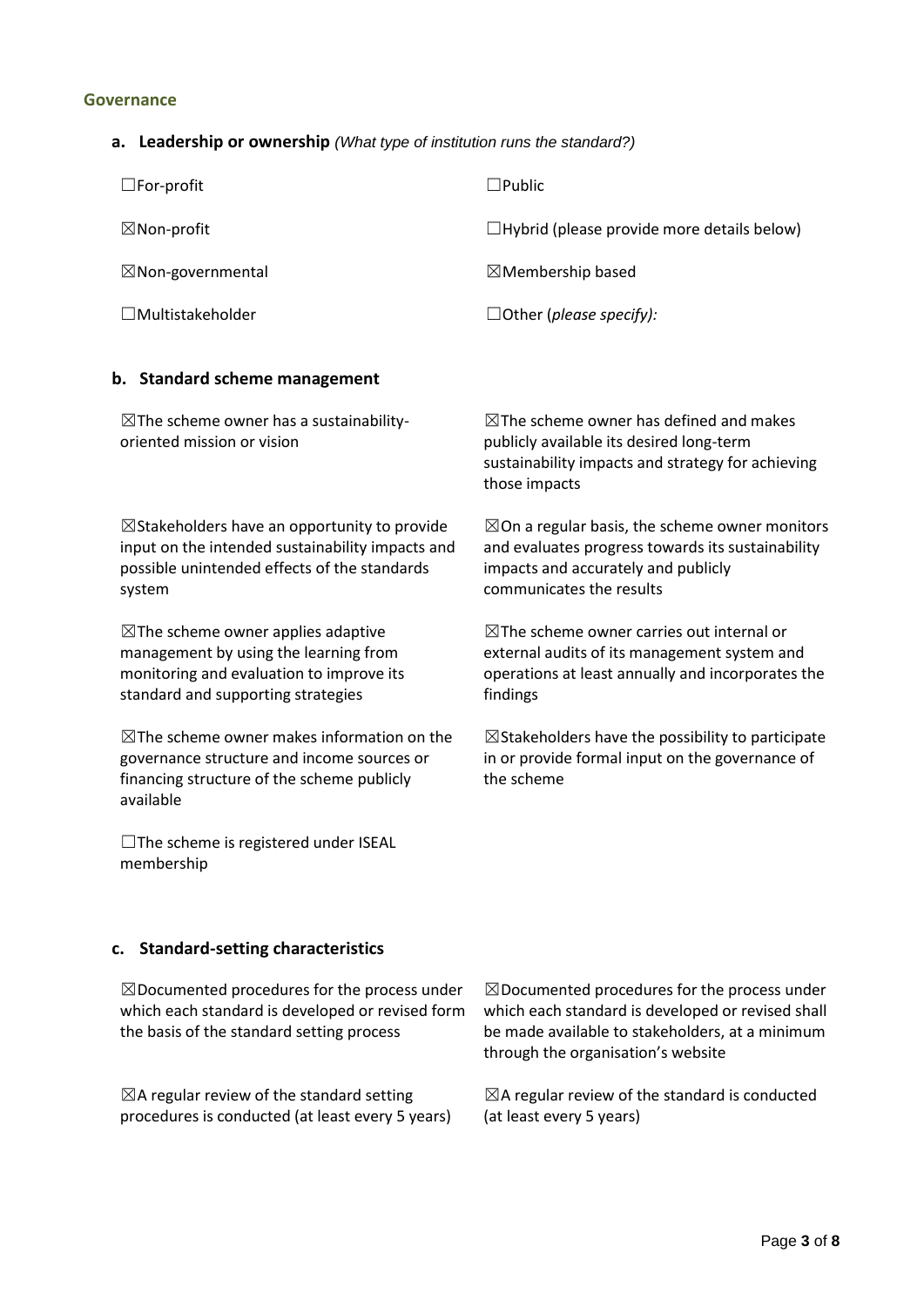## Governance

### a. Leadership or ownership *(What type of institution runs the standard?)*

☐For-profit

☐Public

☒Non-profit

☐Hybrid (please provide more details below)

☒Non-governmental

☒Membership based

☐Multistakeholder

☐Other (*please specify):*

### b. Standard scheme management

☒The scheme owner has a sustainability-oriented mission or vision

☒The scheme owner has defined and makes publicly available its desired long-term sustainability impacts and strategy for achieving those impacts

☒Stakeholders have an opportunity to provide input on the intended sustainability impacts and possible unintended effects of the standards system

☒On a regular basis, the scheme owner monitors and evaluates progress towards its sustainability impacts and accurately and publicly communicates the results

☒The scheme owner applies adaptive management by using the learning from monitoring and evaluation to improve its standard and supporting strategies

☒The scheme owner carries out internal or external audits of its management system and operations at least annually and incorporates the findings

☒The scheme owner makes information on the governance structure and income sources or financing structure of the scheme publicly available

☒Stakeholders have the possibility to participate in or provide formal input on the governance of the scheme

☐The scheme is registered under ISEAL membership

### c. Standard-setting characteristics

☒Documented procedures for the process under which each standard is developed or revised form the basis of the standard setting process

☒Documented procedures for the process under which each standard is developed or revised shall be made available to stakeholders, at a minimum through the organisation's website

☒A regular review of the standard setting procedures is conducted (at least every 5 years)

☒A regular review of the standard is conducted (at least every 5 years)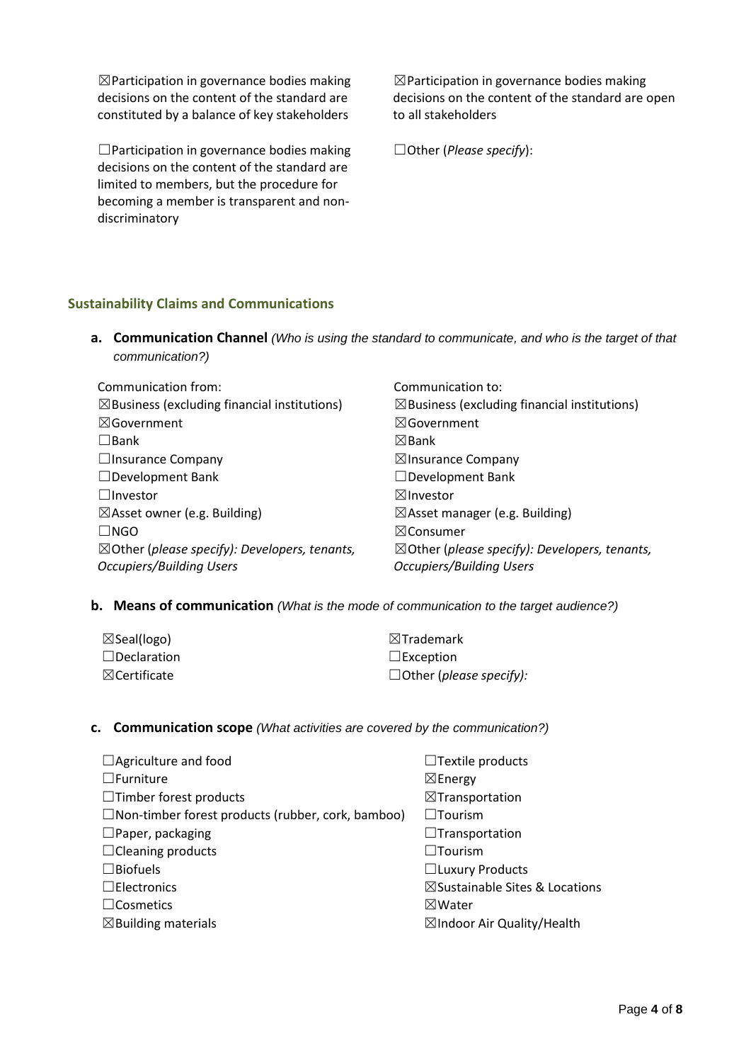☒Participation in governance bodies making decisions on the content of the standard are constituted by a balance of key stakeholders

☐Participation in governance bodies making decisions on the content of the standard are limited to members, but the procedure for becoming a member is transparent and non-discriminatory

☒Participation in governance bodies making decisions on the content of the standard are open to all stakeholders

☐Other (*Please specify*):

## Sustainability Claims and Communications

**a. Communication Channel** *(Who is using the standard to communicate, and who is the target of that communication?)*

Communication from:

☒Business (excluding financial institutions)
☒Government
☐Bank
☐Insurance Company
☐Development Bank
☐Investor
☒Asset owner (e.g. Building)
☐NGO
☒Other (*please specify): Developers, tenants, Occupiers/Building Users*

Communication to:

☒Business (excluding financial institutions)
☒Government
☒Bank
☒Insurance Company
☐Development Bank
☒Investor
☒Asset manager (e.g. Building)
☒Consumer
☒Other (*please specify): Developers, tenants, Occupiers/Building Users*

**b. Means of communication** *(What is the mode of communication to the target audience?)*

☒Seal(logo)
☐Declaration
☒Certificate
☒Trademark
☐Exception
☐Other (*please specify):*

**c. Communication scope** *(What activities are covered by the communication?)*

☐Agriculture and food
☐Furniture
☐Timber forest products
☐Non-timber forest products (rubber, cork, bamboo)
☐Paper, packaging
☐Cleaning products
☐Biofuels
☐Electronics
☐Cosmetics
☒Building materials
☐Textile products
☒Energy
☒Transportation
☐Tourism
☐Transportation
☐Tourism
☐Luxury Products
☒Sustainable Sites & Locations
☒Water
☒Indoor Air Quality/Health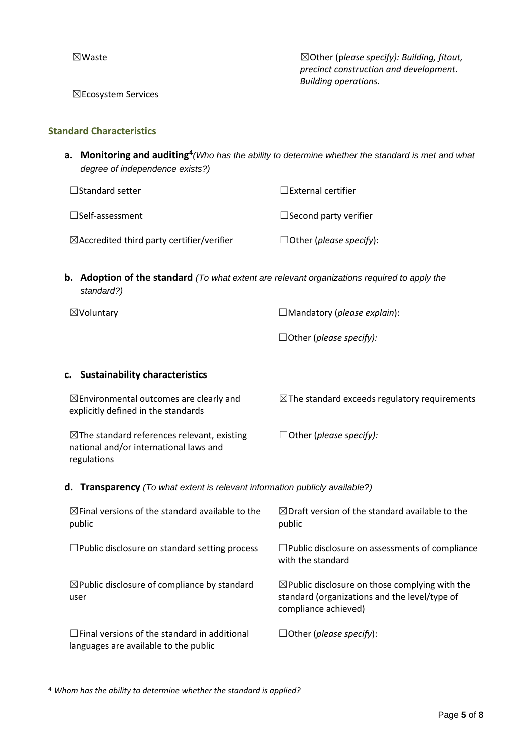☒Waste

☒Other (*please specify): Building, fitout, precinct construction and development. Building operations.*

☒Ecosystem Services

### Standard Characteristics

**a. Monitoring and auditing**[4] *(Who has the ability to determine whether the standard is met and what degree of independence exists?)*

☐Standard setter

☐External certifier

☐Self-assessment

☐Second party verifier

☒Accredited third party certifier/verifier

☐Other (*please specify*):

**b. Adoption of the standard** *(To what extent are relevant organizations required to apply the standard?)*

☒Voluntary

☐Mandatory (*please explain*):

☐Other (*please specify):*

**c. Sustainability characteristics**

☒Environmental outcomes are clearly and explicitly defined in the standards

☒The standard exceeds regulatory requirements

☒The standard references relevant, existing national and/or international laws and regulations

☐Other (*please specify):*

**d. Transparency** *(To what extent is relevant information publicly available?)*

☒Final versions of the standard available to the public

☒Draft version of the standard available to the public

☐Public disclosure on standard setting process

☐Public disclosure on assessments of compliance with the standard

☒Public disclosure of compliance by standard user

☒Public disclosure on those complying with the standard (organizations and the level/type of compliance achieved)

☐Final versions of the standard in additional languages are available to the public

☐Other (*please specify*):

---

[4] *Whom has the ability to determine whether the standard is applied?*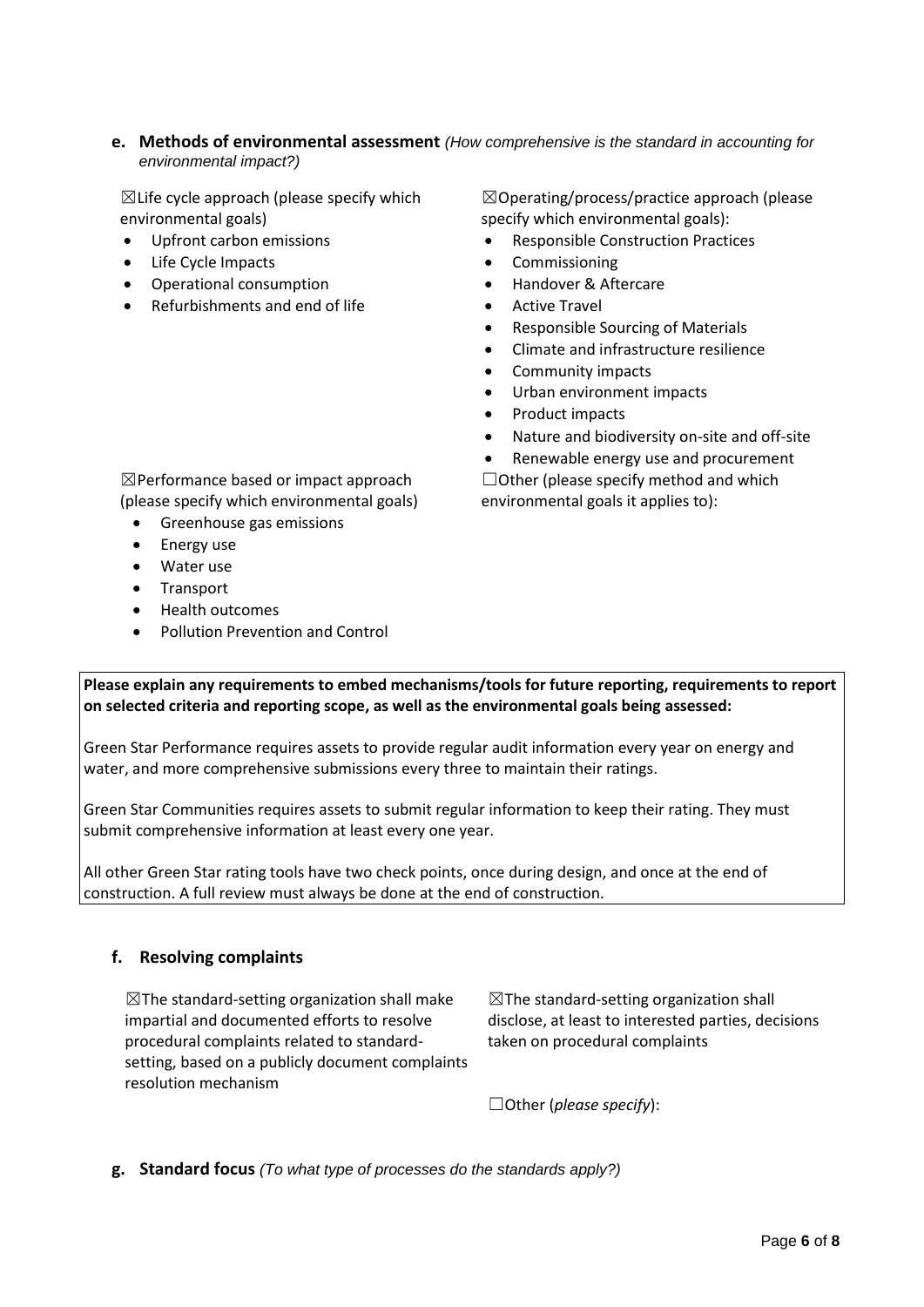**e. Methods of environmental assessment** *(How comprehensive is the standard in accounting for environmental impact?)*

☒Life cycle approach (please specify which environmental goals)

- Upfront carbon emissions
- Life Cycle Impacts
- Operational consumption
- Refurbishments and end of life

☒Operating/process/practice approach (please specify which environmental goals):

- Responsible Construction Practices
- Commissioning
- Handover & Aftercare
- Active Travel
- Responsible Sourcing of Materials
- Climate and infrastructure resilience
- Community impacts
- Urban environment impacts
- Product impacts
- Nature and biodiversity on-site and off-site
- Renewable energy use and procurement

☒Performance based or impact approach (please specify which environmental goals)

- Greenhouse gas emissions
- Energy use
- Water use
- Transport
- Health outcomes
- Pollution Prevention and Control

☐Other (please specify method and which environmental goals it applies to):

**Please explain any requirements to embed mechanisms/tools for future reporting, requirements to report on selected criteria and reporting scope, as well as the environmental goals being assessed:**

Green Star Performance requires assets to provide regular audit information every year on energy and water, and more comprehensive submissions every three to maintain their ratings.

Green Star Communities requires assets to submit regular information to keep their rating. They must submit comprehensive information at least every one year.

All other Green Star rating tools have two check points, once during design, and once at the end of construction. A full review must always be done at the end of construction.

**f. Resolving complaints**

☒The standard-setting organization shall make impartial and documented efforts to resolve procedural complaints related to standard-setting, based on a publicly document complaints resolution mechanism

☒The standard-setting organization shall disclose, at least to interested parties, decisions taken on procedural complaints

☐Other (*please specify*):

**g. Standard focus** *(To what type of processes do the standards apply?)*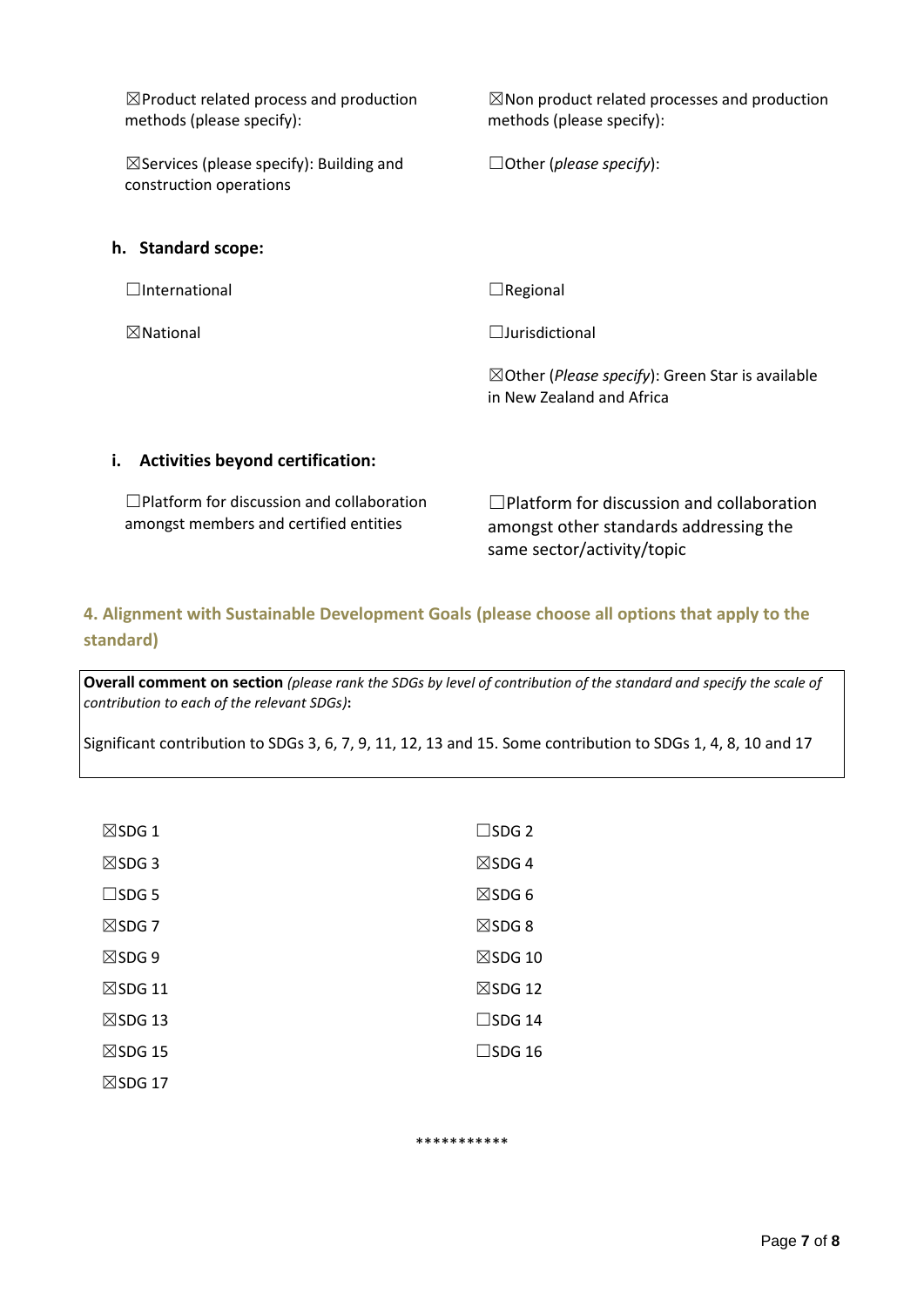☒Product related process and production methods (please specify):

☒Non product related processes and production methods (please specify):

☒Services (please specify): Building and construction operations

☐Other (*please specify*):

**h. Standard scope:**

☐International

☐Regional

☒National

☐Jurisdictional

☒Other (*Please specify*): Green Star is available in New Zealand and Africa

**i. Activities beyond certification:**

☐Platform for discussion and collaboration amongst members and certified entities

☐Platform for discussion and collaboration amongst other standards addressing the same sector/activity/topic

## 4. Alignment with Sustainable Development Goals (please choose all options that apply to the standard)

**Overall comment on section** *(please rank the SDGs by level of contribution of the standard and specify the scale of contribution to each of the relevant SDGs)***:**

Significant contribution to SDGs 3, 6, 7, 9, 11, 12, 13 and 15. Some contribution to SDGs 1, 4, 8, 10 and 17

☒SDG 1

☐SDG 2

☒SDG 3

☒SDG 4

☐SDG 5

☒SDG 6

☒SDG 7

☒SDG 8

☒SDG 9

☒SDG 10

☒SDG 11

☒SDG 12

☒SDG 13

☐SDG 14

☒SDG 15

☐SDG 16

☒SDG 17

***********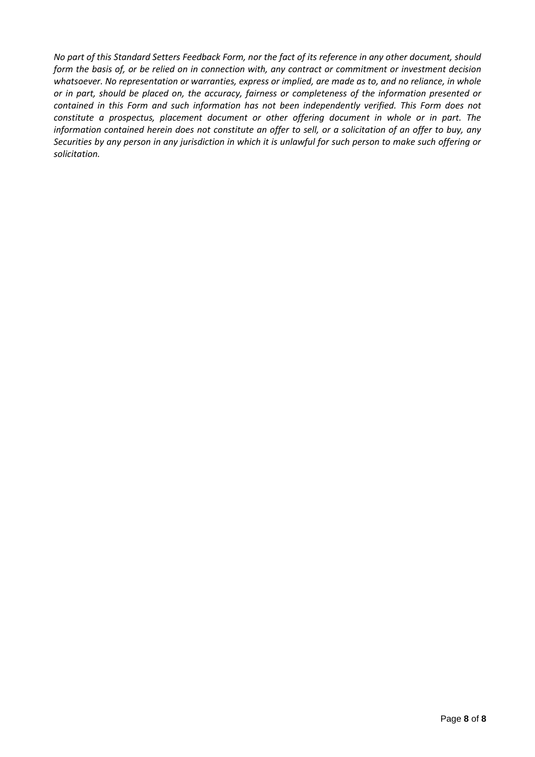*No part of this Standard Setters Feedback Form, nor the fact of its reference in any other document, should form the basis of, or be relied on in connection with, any contract or commitment or investment decision whatsoever. No representation or warranties, express or implied, are made as to, and no reliance, in whole or in part, should be placed on, the accuracy, fairness or completeness of the information presented or contained in this Form and such information has not been independently verified. This Form does not constitute a prospectus, placement document or other offering document in whole or in part. The information contained herein does not constitute an offer to sell, or a solicitation of an offer to buy, any Securities by any person in any jurisdiction in which it is unlawful for such person to make such offering or solicitation.*